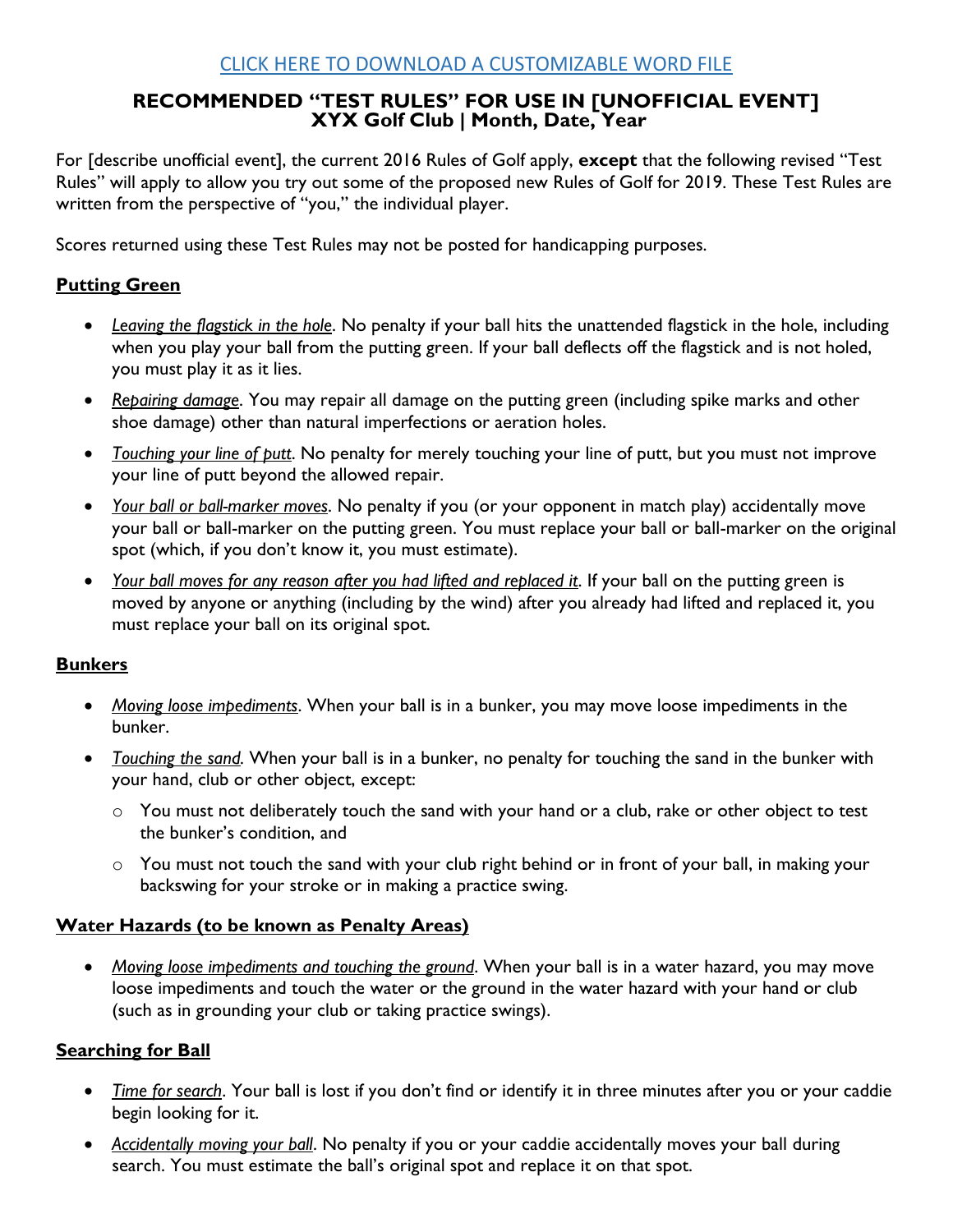[CLICK HERE TO DOWNLOAD A CUSTOMIZABLE WORD FILE]

# RECOMMENDED "TEST RULES" FOR USE IN [UNOFFICIAL EVENT]
## XYX Golf Club | Month, Date, Year

For [describe unofficial event], the current 2016 Rules of Golf apply, **except** that the following revised "Test Rules" will apply to allow you try out some of the proposed new Rules of Golf for 2019. These Test Rules are written from the perspective of "you," the individual player.

Scores returned using these Test Rules may not be posted for handicapping purposes.

### Putting Green

- *Leaving the flagstick in the hole*. No penalty if your ball hits the unattended flagstick in the hole, including when you play your ball from the putting green. If your ball deflects off the flagstick and is not holed, you must play it as it lies.
- *Repairing damage*. You may repair all damage on the putting green (including spike marks and other shoe damage) other than natural imperfections or aeration holes.
- *Touching your line of putt*. No penalty for merely touching your line of putt, but you must not improve your line of putt beyond the allowed repair.
- *Your ball or ball-marker moves*. No penalty if you (or your opponent in match play) accidentally move your ball or ball-marker on the putting green. You must replace your ball or ball-marker on the original spot (which, if you don't know it, you must estimate).
- *Your ball moves for any reason after you had lifted and replaced it*. If your ball on the putting green is moved by anyone or anything (including by the wind) after you already had lifted and replaced it, you must replace your ball on its original spot.

### Bunkers

- *Moving loose impediments*. When your ball is in a bunker, you may move loose impediments in the bunker.
- *Touching the sand.* When your ball is in a bunker, no penalty for touching the sand in the bunker with your hand, club or other object, except:
  - You must not deliberately touch the sand with your hand or a club, rake or other object to test the bunker's condition, and
  - You must not touch the sand with your club right behind or in front of your ball, in making your backswing for your stroke or in making a practice swing.

### Water Hazards (to be known as Penalty Areas)

- *Moving loose impediments and touching the ground*. When your ball is in a water hazard, you may move loose impediments and touch the water or the ground in the water hazard with your hand or club (such as in grounding your club or taking practice swings).

### Searching for Ball

- *Time for search*. Your ball is lost if you don't find or identify it in three minutes after you or your caddie begin looking for it.
- *Accidentally moving your ball*. No penalty if you or your caddie accidentally moves your ball during search. You must estimate the ball's original spot and replace it on that spot.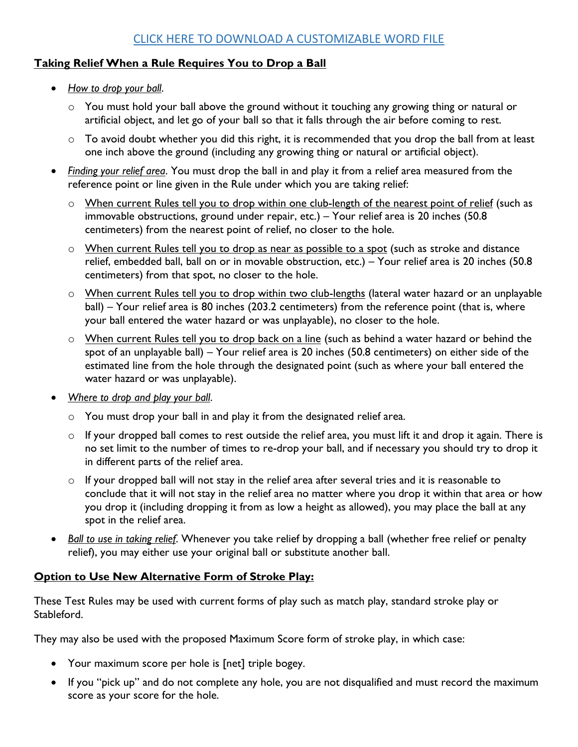[CLICK HERE TO DOWNLOAD A CUSTOMIZABLE WORD FILE]

**Taking Relief When a Rule Requires You to Drop a Ball**

- *How to drop your ball*.
  - You must hold your ball above the ground without it touching any growing thing or natural or artificial object, and let go of your ball so that it falls through the air before coming to rest.
  - To avoid doubt whether you did this right, it is recommended that you drop the ball from at least one inch above the ground (including any growing thing or natural or artificial object).
- *Finding your relief area*. You must drop the ball in and play it from a relief area measured from the reference point or line given in the Rule under which you are taking relief:
  - When current Rules tell you to drop within one club-length of the nearest point of relief (such as immovable obstructions, ground under repair, etc.) – Your relief area is 20 inches (50.8 centimeters) from the nearest point of relief, no closer to the hole.
  - When current Rules tell you to drop as near as possible to a spot (such as stroke and distance relief, embedded ball, ball on or in movable obstruction, etc.) – Your relief area is 20 inches (50.8 centimeters) from that spot, no closer to the hole.
  - When current Rules tell you to drop within two club-lengths (lateral water hazard or an unplayable ball) – Your relief area is 80 inches (203.2 centimeters) from the reference point (that is, where your ball entered the water hazard or was unplayable), no closer to the hole.
  - When current Rules tell you to drop back on a line (such as behind a water hazard or behind the spot of an unplayable ball) – Your relief area is 20 inches (50.8 centimeters) on either side of the estimated line from the hole through the designated point (such as where your ball entered the water hazard or was unplayable).
- *Where to drop and play your ball*.
  - You must drop your ball in and play it from the designated relief area.
  - If your dropped ball comes to rest outside the relief area, you must lift it and drop it again. There is no set limit to the number of times to re-drop your ball, and if necessary you should try to drop it in different parts of the relief area.
  - If your dropped ball will not stay in the relief area after several tries and it is reasonable to conclude that it will not stay in the relief area no matter where you drop it within that area or how you drop it (including dropping it from as low a height as allowed), you may place the ball at any spot in the relief area.
- *Ball to use in taking relief*. Whenever you take relief by dropping a ball (whether free relief or penalty relief), you may either use your original ball or substitute another ball.

**Option to Use New Alternative Form of Stroke Play:**

These Test Rules may be used with current forms of play such as match play, standard stroke play or Stableford.

They may also be used with the proposed Maximum Score form of stroke play, in which case:

- Your maximum score per hole is [net] triple bogey.
- If you "pick up" and do not complete any hole, you are not disqualified and must record the maximum score as your score for the hole.